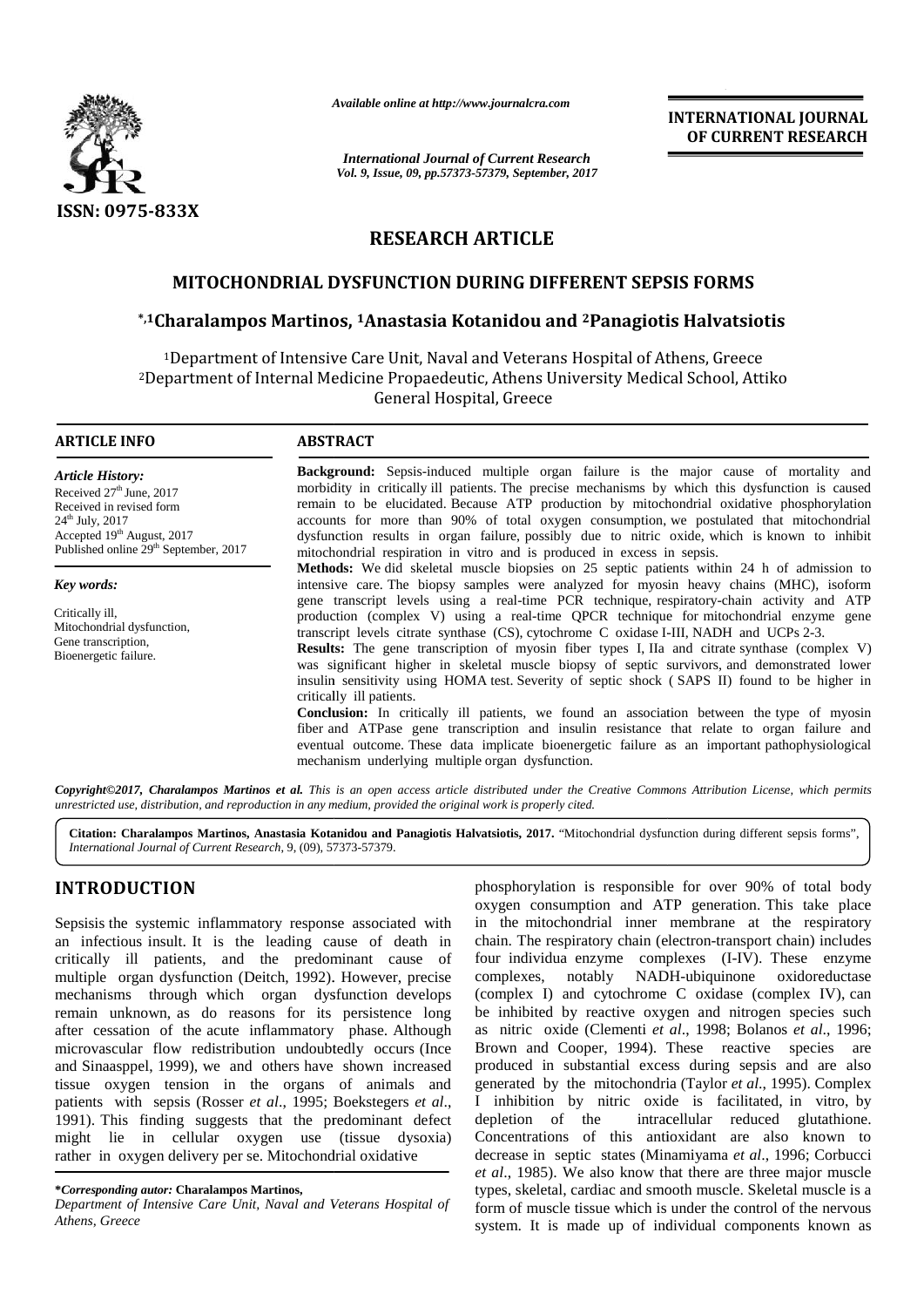*Available online at http://www.journalcra.com*

**INTERNATIONAL JOURNAL OF CURRENT RESEARCH**

*International Journal of Current Research*
*Vol. 9, Issue, 09, pp.57373-57379, September, 2017*

ISSN: 0975-833X

## RESEARCH ARTICLE

# MITOCHONDRIAL DYSFUNCTION DURING DIFFERENT SEPSIS FORMS

**[*,1]Charalampos Martinos, [1]Anastasia Kotanidou and [2]Panagiotis Halvatsiotis**

[1]Department of Intensive Care Unit, Naval and Veterans Hospital of Athens, Greece
[2]Department of Internal Medicine Propaedeutic, Athens University Medical School, Attiko General Hospital, Greece

### ARTICLE INFO

*Article History:*

Received 27[th] June, 2017
Received in revised form
24[th] July, 2017
Accepted 19[th] August, 2017
Published online 29[th] September, 2017

*Key words:*

Critically ill,
Mitochondrial dysfunction,
Gene transcription,
Bioenergetic failure.

### ABSTRACT

**Background:** Sepsis-induced multiple organ failure is the major cause of mortality and morbidity in critically ill patients. The precise mechanisms by which this dysfunction is caused remain to be elucidated. Because ATP production by mitochondrial oxidative phosphorylation accounts for more than 90% of total oxygen consumption, we postulated that mitochondrial dysfunction results in organ failure, possibly due to nitric oxide, which is known to inhibit mitochondrial respiration in vitro and is produced in excess in sepsis.

**Methods:** We did skeletal muscle biopsies on 25 septic patients within 24 h of admission to intensive care. The biopsy samples were analyzed for myosin heavy chains (MHC), isoform gene transcript levels using a real-time PCR technique, respiratory-chain activity and ATP production (complex V) using a real-time QPCR technique for mitochondrial enzyme gene transcript levels citrate synthase (CS), cytochrome C oxidase I-III, NADH and UCPs 2-3.

**Results:** The gene transcription of myosin fiber types I, IIa and citrate synthase (complex V) was significant higher in skeletal muscle biopsy of septic survivors, and demonstrated lower insulin sensitivity using HOMA test. Severity of septic shock ( SAPS II) found to be higher in critically ill patients.

**Conclusion:** In critically ill patients, we found an association between the type of myosin fiber and ATPase gene transcription and insulin resistance that relate to organ failure and eventual outcome. These data implicate bioenergetic failure as an important pathophysiological mechanism underlying multiple organ dysfunction.

*Copyright©2017, Charalampos Martinos et al. This is an open access article distributed under the Creative Commons Attribution License, which permits unrestricted use, distribution, and reproduction in any medium, provided the original work is properly cited.*

**Citation: Charalampos Martinos, Anastasia Kotanidou and Panagiotis Halvatsiotis, 2017.** "Mitochondrial dysfunction during different sepsis forms", *International Journal of Current Research*, 9, (09), 57373-57379.

## INTRODUCTION

Sepsisis the systemic inflammatory response associated with an infectious insult. It is the leading cause of death in critically ill patients, and the predominant cause of multiple organ dysfunction (Deitch, 1992). However, precise mechanisms through which organ dysfunction develops remain unknown, as do reasons for its persistence long after cessation of the acute inflammatory phase. Although microvascular flow redistribution undoubtedly occurs (Ince and Sinaasppel, 1999), we and others have shown increased tissue oxygen tension in the organs of animals and patients with sepsis (Rosser *et al*., 1995; Boekstegers *et al*., 1991). This finding suggests that the predominant defect might lie in cellular oxygen use (tissue dysoxia) rather in oxygen delivery per se. Mitochondrial oxidative phosphorylation is responsible for over 90% of total body oxygen consumption and ATP generation. This take place in the mitochondrial inner membrane at the respiratory chain. The respiratory chain (electron-transport chain) includes four individua enzyme complexes (I-IV). These enzyme complexes, notably NADH-ubiquinone oxidoreductase (complex I) and cytochrome C oxidase (complex IV), can be inhibited by reactive oxygen and nitrogen species such as nitric oxide (Clementi *et al*., 1998; Bolanos *et al*., 1996; Brown and Cooper, 1994). These reactive species are produced in substantial excess during sepsis and are also generated by the mitochondria (Taylor *et al*., 1995). Complex I inhibition by nitric oxide is facilitated, in vitro, by depletion of the intracellular reduced glutathione. Concentrations of this antioxidant are also known to decrease in septic states (Minamiyama *et al*., 1996; Corbucci *et al*., 1985). We also know that there are three major muscle types, skeletal, cardiac and smooth muscle. Skeletal muscle is a form of muscle tissue which is under the control of the nervous system. It is made up of individual components known as

***Corresponding autor:** **Charalampos Martinos,**
*Department of Intensive Care Unit, Naval and Veterans Hospital of Athens, Greece*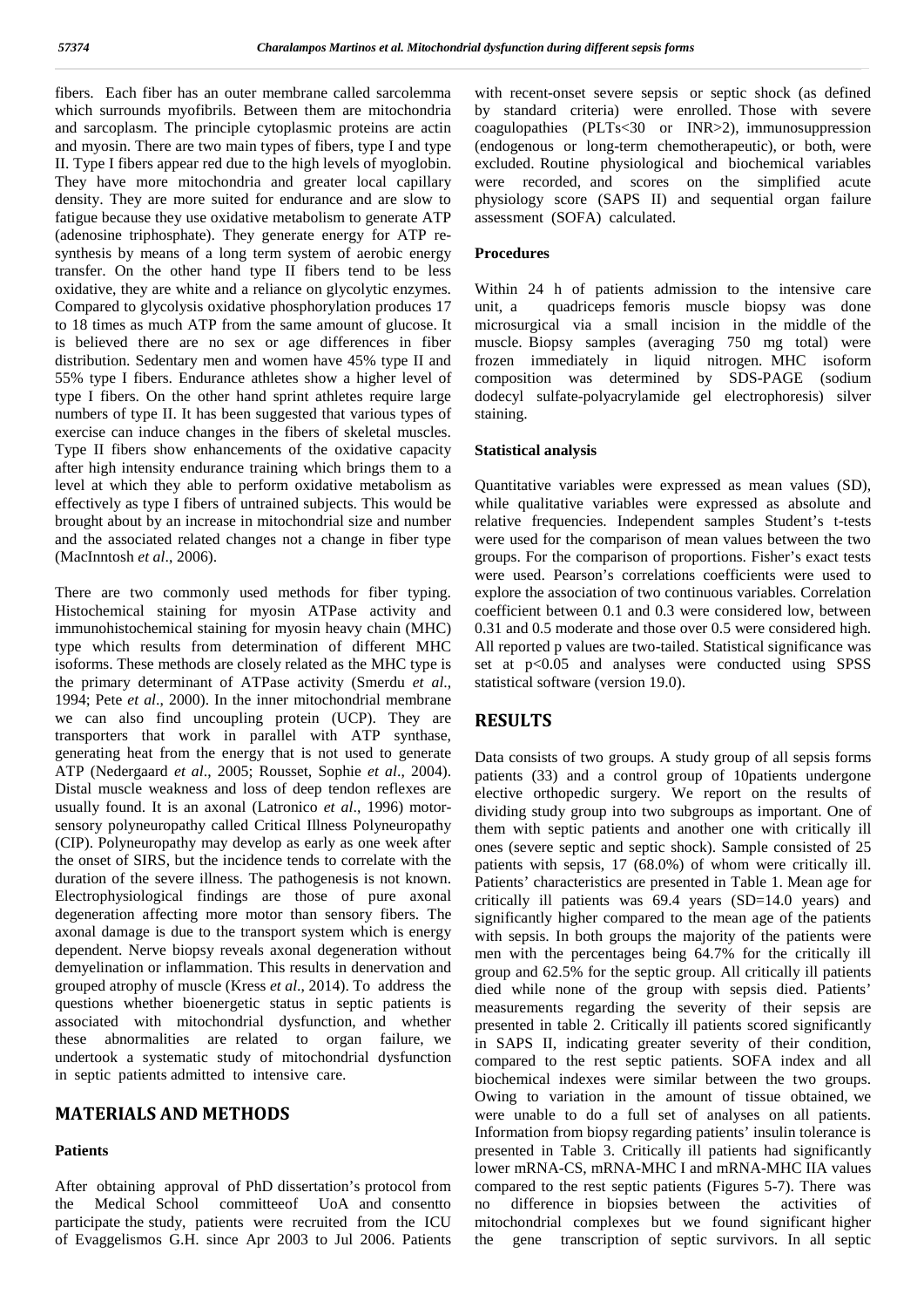fibers. Each fiber has an outer membrane called sarcolemma which surrounds myofibrils. Between them are mitochondria and sarcoplasm. The principle cytoplasmic proteins are actin and myosin. There are two main types of fibers, type I and type II. Type I fibers appear red due to the high levels of myoglobin. They have more mitochondria and greater local capillary density. They are more suited for endurance and are slow to fatigue because they use oxidative metabolism to generate ATP (adenosine triphosphate). They generate energy for ATP re-synthesis by means of a long term system of aerobic energy transfer. On the other hand type II fibers tend to be less oxidative, they are white and a reliance on glycolytic enzymes. Compared to glycolysis oxidative phosphorylation produces 17 to 18 times as much ATP from the same amount of glucose. It is believed there are no sex or age differences in fiber distribution. Sedentary men and women have 45% type II and 55% type I fibers. Endurance athletes show a higher level of type I fibers. On the other hand sprint athletes require large numbers of type II. It has been suggested that various types of exercise can induce changes in the fibers of skeletal muscles. Type II fibers show enhancements of the oxidative capacity after high intensity endurance training which brings them to a level at which they able to perform oxidative metabolism as effectively as type I fibers of untrained subjects. This would be brought about by an increase in mitochondrial size and number and the associated related changes not a change in fiber type (MacInntosh *et al*., 2006).

There are two commonly used methods for fiber typing. Histochemical staining for myosin ATPase activity and immunohistochemical staining for myosin heavy chain (MHC) type which results from determination of different MHC isoforms. These methods are closely related as the MHC type is the primary determinant of ATPase activity (Smerdu *et al*., 1994; Pete *et al*., 2000). In the inner mitochondrial membrane we can also find uncoupling protein (UCP). They are transporters that work in parallel with ATP synthase, generating heat from the energy that is not used to generate ATP (Nedergaard *et al*., 2005; Rousset, Sophie *et al*., 2004). Distal muscle weakness and loss of deep tendon reflexes are usually found. It is an axonal (Latronico *et al*., 1996) motor-sensory polyneuropathy called Critical Illness Polyneuropathy (CIP). Polyneuropathy may develop as early as one week after the onset of SIRS, but the incidence tends to correlate with the duration of the severe illness. The pathogenesis is not known. Electrophysiological findings are those of pure axonal degeneration affecting more motor than sensory fibers. The axonal damage is due to the transport system which is energy dependent. Nerve biopsy reveals axonal degeneration without demyelination or inflammation. This results in denervation and grouped atrophy of muscle (Kress *et al*., 2014). To address the questions whether bioenergetic status in septic patients is associated with mitochondrial dysfunction, and whether these abnormalities are related to organ failure, we undertook a systematic study of mitochondrial dysfunction in septic patients admitted to intensive care.

## MATERIALS AND METHODS

### Patients

After obtaining approval of PhD dissertation's protocol from the Medical School committeeof UoA and consentto participate the study, patients were recruited from the ICU of Evaggelismos G.H. since Apr 2003 to Jul 2006. Patients with recent-onset severe sepsis or septic shock (as defined by standard criteria) were enrolled. Those with severe coagulopathies (PLTs<30 or INR>2), immunosuppression (endogenous or long-term chemotherapeutic), or both, were excluded. Routine physiological and biochemical variables were recorded, and scores on the simplified acute physiology score (SAPS II) and sequential organ failure assessment (SOFA) calculated.

### Procedures

Within 24 h of patients admission to the intensive care unit, a quadriceps femoris muscle biopsy was done microsurgical via a small incision in the middle of the muscle. Biopsy samples (averaging 750 mg total) were frozen immediately in liquid nitrogen. MHC isoform composition was determined by SDS-PAGE (sodium dodecyl sulfate-polyacrylamide gel electrophoresis) silver staining.

### Statistical analysis

Quantitative variables were expressed as mean values (SD), while qualitative variables were expressed as absolute and relative frequencies. Independent samples Student's t-tests were used for the comparison of mean values between the two groups. For the comparison of proportions. Fisher's exact tests were used. Pearson's correlations coefficients were used to explore the association of two continuous variables. Correlation coefficient between 0.1 and 0.3 were considered low, between 0.31 and 0.5 moderate and those over 0.5 were considered high. All reported p values are two-tailed. Statistical significance was set at $p<0.05$ and analyses were conducted using SPSS statistical software (version 19.0).

## RESULTS

Data consists of two groups. A study group of all sepsis forms patients (33) and a control group of 10patients undergone elective orthopedic surgery. We report on the results of dividing study group into two subgroups as important. One of them with septic patients and another one with critically ill ones (severe septic and septic shock). Sample consisted of 25 patients with sepsis, 17 (68.0%) of whom were critically ill. Patients' characteristics are presented in Table 1. Mean age for critically ill patients was 69.4 years (SD=14.0 years) and significantly higher compared to the mean age of the patients with sepsis. In both groups the majority of the patients were men with the percentages being 64.7% for the critically ill group and 62.5% for the septic group. All critically ill patients died while none of the group with sepsis died. Patients' measurements regarding the severity of their sepsis are presented in table 2. Critically ill patients scored significantly in SAPS II, indicating greater severity of their condition, compared to the rest septic patients. SOFA index and all biochemical indexes were similar between the two groups. Owing to variation in the amount of tissue obtained, we were unable to do a full set of analyses on all patients. Information from biopsy regarding patients' insulin tolerance is presented in Table 3. Critically ill patients had significantly lower mRNA-CS, mRNA-MHC I and mRNA-MHC IIA values compared to the rest septic patients (Figures 5-7). There was no difference in biopsies between the activities of mitochondrial complexes but we found significant higher the gene transcription of septic survivors. In all septic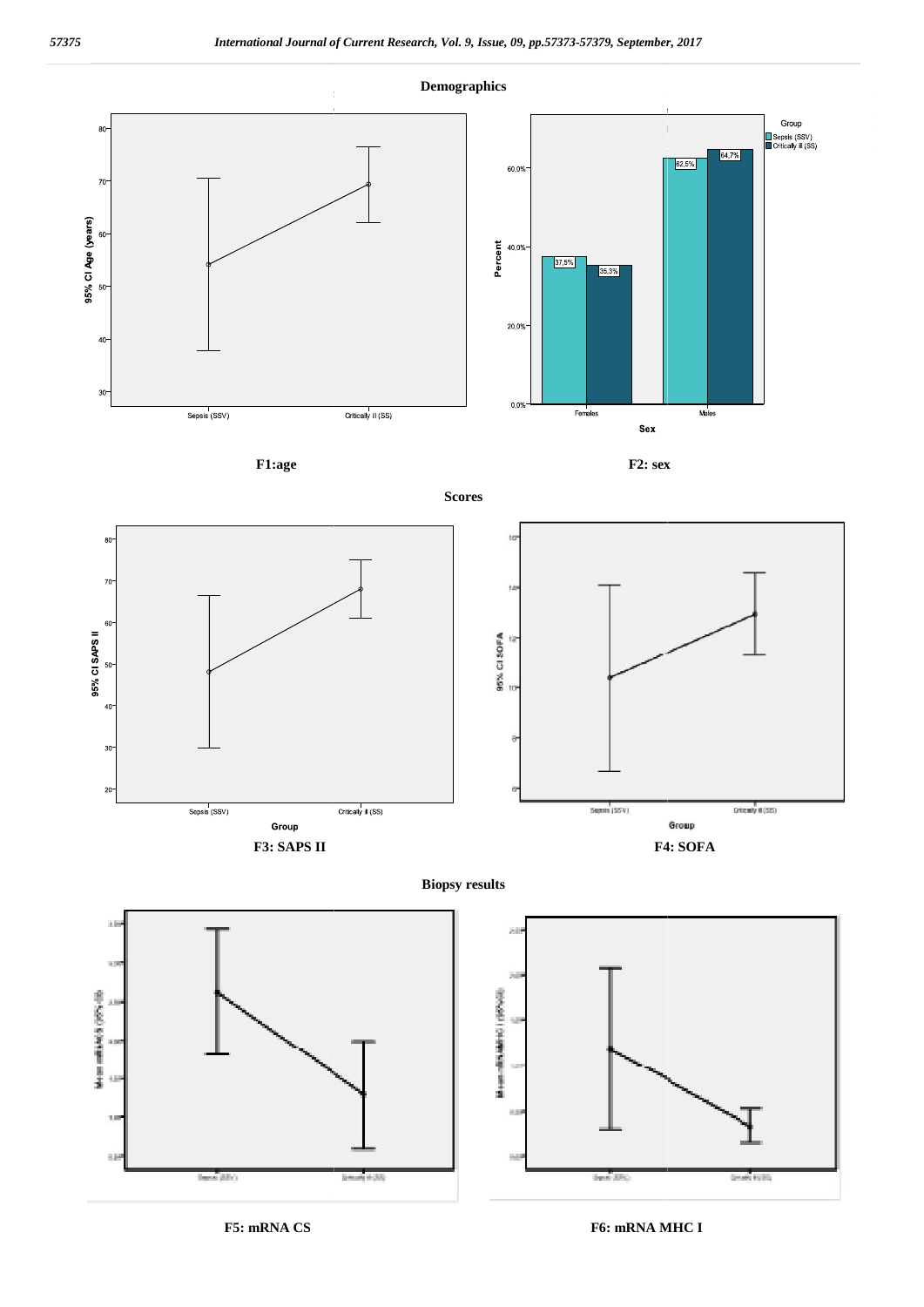**Demographics**

F1:age

F2: sex

**Scores**

F3: SAPS II

F4: SOFA

**Biopsy results**

F5: mRNA CS

F6: mRNA MHC I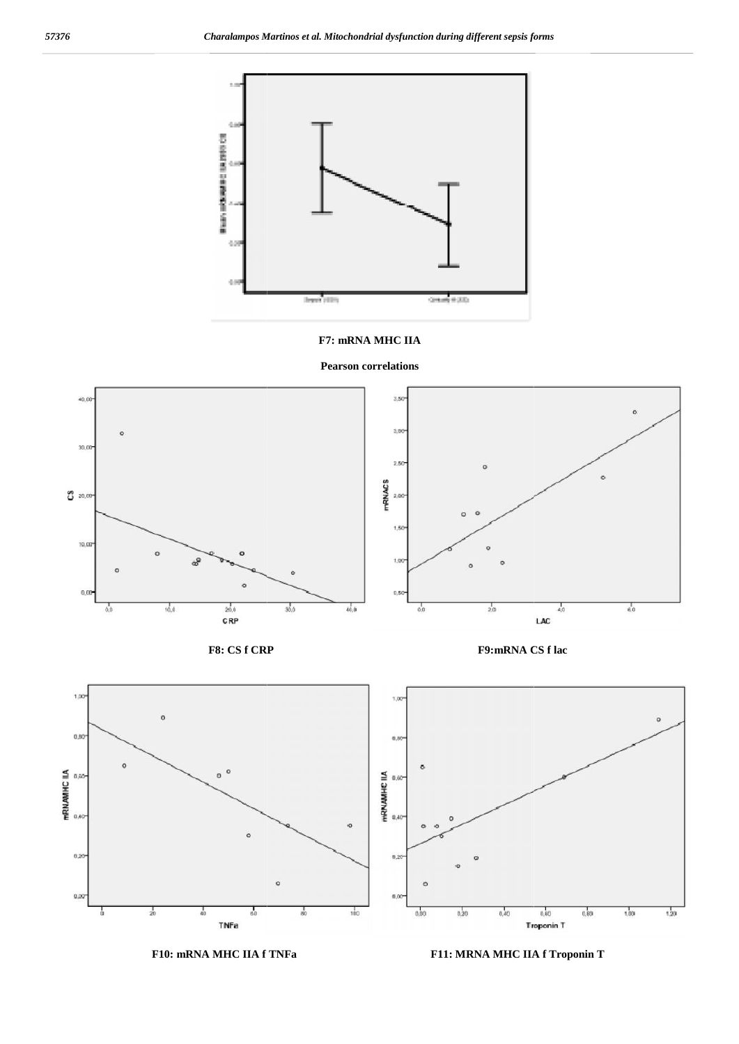**F7: mRNA MHC IIA**

**Pearson correlations**

**F8: CS f CRP**

**F9:mRNA CS f lac**

**F10: mRNA MHC IIA f TNFa**

**F11: MRNA MHC IIA f Troponin T**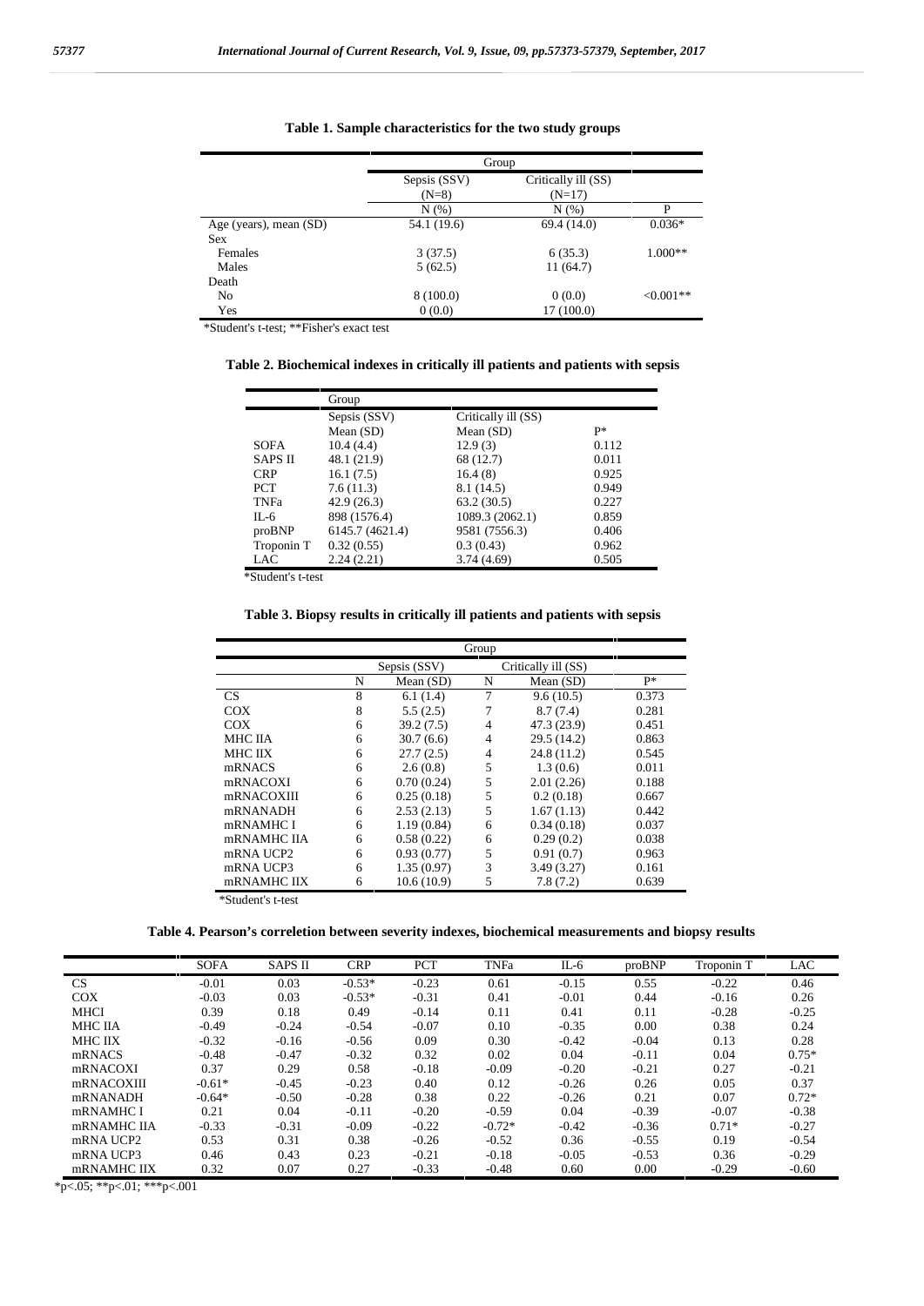**Table 1. Sample characteristics for the two study groups**

| | Group | | |
|---|---|---|---|
| | Sepsis (SSV) (N=8) | Critically ill (SS) (N=17) | |
| | N (%) | N (%) | P |
| Age (years), mean (SD) | 54.1 (19.6) | 69.4 (14.0) | 0.036* |
| Sex | | | |
| Females | 3 (37.5) | 6 (35.3) | 1.000** |
| Males | 5 (62.5) | 11 (64.7) | |
| Death | | | |
| No | 8 (100.0) | 0 (0.0) | <0.001** |
| Yes | 0 (0.0) | 17 (100.0) | |

*Student's t-test; **Fisher's exact test

**Table 2. Biochemical indexes in critically ill patients and patients with sepsis**

| | Group | | |
|---|---|---|---|
| | Sepsis (SSV) | Critically ill (SS) | |
| | Mean (SD) | Mean (SD) | P* |
| SOFA | 10.4 (4.4) | 12.9 (3) | 0.112 |
| SAPS II | 48.1 (21.9) | 68 (12.7) | 0.011 |
| CRP | 16.1 (7.5) | 16.4 (8) | 0.925 |
| PCT | 7.6 (11.3) | 8.1 (14.5) | 0.949 |
| TNFa | 42.9 (26.3) | 63.2 (30.5) | 0.227 |
| IL-6 | 898 (1576.4) | 1089.3 (2062.1) | 0.859 |
| proBNP | 6145.7 (4621.4) | 9581 (7556.3) | 0.406 |
| Troponin T | 0.32 (0.55) | 0.3 (0.43) | 0.962 |
| LAC | 2.24 (2.21) | 3.74 (4.69) | 0.505 |

*Student's t-test

**Table 3. Biopsy results in critically ill patients and patients with sepsis**

| | Group | | | | |
|---|---|---|---|---|---|
| | Sepsis (SSV) | | Critically ill (SS) | | |
| | N | Mean (SD) | N | Mean (SD) | P* |
| CS | 8 | 6.1 (1.4) | 7 | 9.6 (10.5) | 0.373 |
| COX | 8 | 5.5 (2.5) | 7 | 8.7 (7.4) | 0.281 |
| COX | 6 | 39.2 (7.5) | 4 | 47.3 (23.9) | 0.451 |
| MHC IIA | 6 | 30.7 (6.6) | 4 | 29.5 (14.2) | 0.863 |
| MHC IIX | 6 | 27.7 (2.5) | 4 | 24.8 (11.2) | 0.545 |
| mRNACS | 6 | 2.6 (0.8) | 5 | 1.3 (0.6) | 0.011 |
| mRNACOXI | 6 | 0.70 (0.24) | 5 | 2.01 (2.26) | 0.188 |
| mRNACOXIII | 6 | 0.25 (0.18) | 5 | 0.2 (0.18) | 0.667 |
| mRNANADH | 6 | 2.53 (2.13) | 5 | 1.67 (1.13) | 0.442 |
| mRNAMHC I | 6 | 1.19 (0.84) | 6 | 0.34 (0.18) | 0.037 |
| mRNAMHC IIA | 6 | 0.58 (0.22) | 6 | 0.29 (0.2) | 0.038 |
| mRNA UCP2 | 6 | 0.93 (0.77) | 5 | 0.91 (0.7) | 0.963 |
| mRNA UCP3 | 6 | 1.35 (0.97) | 3 | 3.49 (3.27) | 0.161 |
| mRNAMHC IIX | 6 | 10.6 (10.9) | 5 | 7.8 (7.2) | 0.639 |

*Student's t-test

**Table 4. Pearson's correletion between severity indexes, biochemical measurements and biopsy results**

| | SOFA | SAPS II | CRP | PCT | TNFa | IL-6 | proBNP | Troponin T | LAC |
|---|---|---|---|---|---|---|---|---|---|
| CS | -0.01 | 0.03 | -0.53* | -0.23 | 0.61 | -0.15 | 0.55 | -0.22 | 0.46 |
| COX | -0.03 | 0.03 | -0.53* | -0.31 | 0.41 | -0.01 | 0.44 | -0.16 | 0.26 |
| MHCI | 0.39 | 0.18 | 0.49 | -0.14 | 0.11 | 0.41 | 0.11 | -0.28 | -0.25 |
| MHC IIA | -0.49 | -0.24 | -0.54 | -0.07 | 0.10 | -0.35 | 0.00 | 0.38 | 0.24 |
| MHC IIX | -0.32 | -0.16 | -0.56 | 0.09 | 0.30 | -0.42 | -0.04 | 0.13 | 0.28 |
| mRNACS | -0.48 | -0.47 | -0.32 | 0.32 | 0.02 | 0.04 | -0.11 | 0.04 | 0.75* |
| mRNACOXI | 0.37 | 0.29 | 0.58 | -0.18 | -0.09 | -0.20 | -0.21 | 0.27 | -0.21 |
| mRNACOXIII | -0.61* | -0.45 | -0.23 | 0.40 | 0.12 | -0.26 | 0.26 | 0.05 | 0.37 |
| mRNANADH | -0.64* | -0.50 | -0.28 | 0.38 | 0.22 | -0.26 | 0.21 | 0.07 | 0.72* |
| mRNAMHC I | 0.21 | 0.04 | -0.11 | -0.20 | -0.59 | 0.04 | -0.39 | -0.07 | -0.38 |
| mRNAMHC IIA | -0.33 | -0.31 | -0.09 | -0.22 | -0.72* | -0.42 | -0.36 | 0.71* | -0.27 |
| mRNA UCP2 | 0.53 | 0.31 | 0.38 | -0.26 | -0.52 | 0.36 | -0.55 | 0.19 | -0.54 |
| mRNA UCP3 | 0.46 | 0.43 | 0.23 | -0.21 | -0.18 | -0.05 | -0.53 | 0.36 | -0.29 |
| mRNAMHC IIX | 0.32 | 0.07 | 0.27 | -0.33 | -0.48 | 0.60 | 0.00 | -0.29 | -0.60 |

*p<.05; **p<.01; ***p<.001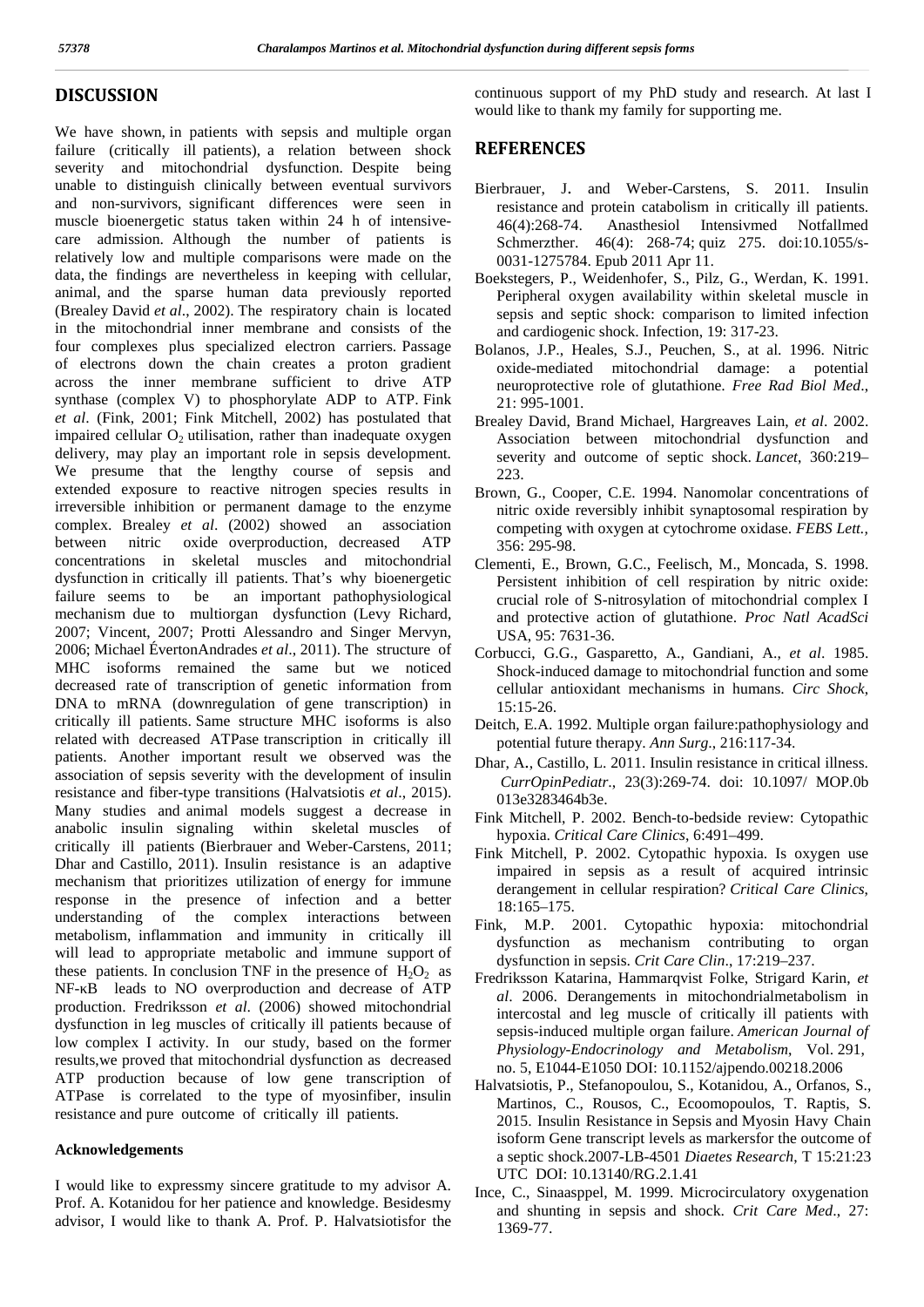## DISCUSSION

We have shown, in patients with sepsis and multiple organ failure (critically ill patients), a relation between shock severity and mitochondrial dysfunction. Despite being unable to distinguish clinically between eventual survivors and non-survivors, significant differences were seen in muscle bioenergetic status taken within 24 h of intensive-care admission. Although the number of patients is relatively low and multiple comparisons were made on the data, the findings are nevertheless in keeping with cellular, animal, and the sparse human data previously reported (Brealey David *et al*., 2002). The respiratory chain is located in the mitochondrial inner membrane and consists of the four complexes plus specialized electron carriers. Passage of electrons down the chain creates a proton gradient across the inner membrane sufficient to drive ATP synthase (complex V) to phosphorylate ADP to ATP. Fink *et al*. (Fink, 2001; Fink Mitchell, 2002) has postulated that impaired cellular $O_2$ utilisation, rather than inadequate oxygen delivery, may play an important role in sepsis development. We presume that the lengthy course of sepsis and extended exposure to reactive nitrogen species results in irreversible inhibition or permanent damage to the enzyme complex. Brealey *et al*. (2002) showed an association between nitric oxide overproduction, decreased ATP concentrations in skeletal muscles and mitochondrial dysfunction in critically ill patients. That's why bioenergetic failure seems to be an important pathophysiological mechanism due to multiorgan dysfunction (Levy Richard, 2007; Vincent, 2007; Protti Alessandro and Singer Mervyn, 2006; Michael ÉvertonAndrades *et al*., 2011). The structure of MHC isoforms remained the same but we noticed decreased rate of transcription of genetic information from DNA to mRNA (downregulation of gene transcription) in critically ill patients. Same structure MHC isoforms is also related with decreased ATPase transcription in critically ill patients. Another important result we observed was the association of sepsis severity with the development of insulin resistance and fiber-type transitions (Halvatsiotis *et al*., 2015). Many studies and animal models suggest a decrease in anabolic insulin signaling within skeletal muscles of critically ill patients (Bierbrauer and Weber-Carstens, 2011; Dhar and Castillo, 2011). Insulin resistance is an adaptive mechanism that prioritizes utilization of energy for immune response in the presence of infection and a better understanding of the complex interactions between metabolism, inflammation and immunity in critically ill will lead to appropriate metabolic and immune support of these patients. In conclusion TNF in the presence of $H_2O_2$ as NF-κB leads to NO overproduction and decrease of ATP production. Fredriksson *et al*. (2006) showed mitochondrial dysfunction in leg muscles of critically ill patients because of low complex I activity. In our study, based on the former results,we proved that mitochondrial dysfunction as decreased ATP production because of low gene transcription of ATPase is correlated to the type of myosinfiber, insulin resistance and pure outcome of critically ill patients.

### Acknowledgements

I would like to expressmy sincere gratitude to my advisor A. Prof. A. Kotanidou for her patience and knowledge. Besidesmy advisor, I would like to thank A. Prof. P. Halvatsiotisfor the continuous support of my PhD study and research. At last I would like to thank my family for supporting me.

## REFERENCES

Bierbrauer, J. and Weber-Carstens, S. 2011. Insulin resistance and protein catabolism in critically ill patients. 46(4):268-74. Anasthesiol Intensivmed Notfallmed Schmerzther. 46(4): 268-74; quiz 275. doi:10.1055/s-0031-1275784. Epub 2011 Apr 11.

Boekstegers, P., Weidenhofer, S., Pilz, G., Werdan, K. 1991. Peripheral oxygen availability within skeletal muscle in sepsis and septic shock: comparison to limited infection and cardiogenic shock. Infection, 19: 317-23.

Bolanos, J.P., Heales, S.J., Peuchen, S., at al. 1996. Nitric oxide-mediated mitochondrial damage: a potential neuroprotective role of glutathione. *Free Rad Biol Med*., 21: 995-1001.

Brealey David, Brand Michael, Hargreaves Lain, *et al*. 2002. Association between mitochondrial dysfunction and severity and outcome of septic shock. *Lancet*, 360:219–223.

Brown, G., Cooper, C.E. 1994. Nanomolar concentrations of nitric oxide reversibly inhibit synaptosomal respiration by competing with oxygen at cytochrome oxidase. *FEBS Lett.*, 356: 295-98.

Clementi, E., Brown, G.C., Feelisch, M., Moncada, S. 1998. Persistent inhibition of cell respiration by nitric oxide: crucial role of S-nitrosylation of mitochondrial complex I and protective action of glutathione. *Proc Natl AcadSci* USA, 95: 7631-36.

Corbucci, G.G., Gasparetto, A., Gandiani, A., *et al*. 1985. Shock-induced damage to mitochondrial function and some cellular antioxidant mechanisms in humans. *Circ Shock*, 15:15-26.

Deitch, E.A. 1992. Multiple organ failure:pathophysiology and potential future therapy. *Ann Surg*., 216:117-34.

Dhar, A., Castillo, L. 2011. Insulin resistance in critical illness. *CurrOpinPediatr*., 23(3):269-74. doi: 10.1097/ MOP.0b 013e3283464b3e.

Fink Mitchell, P. 2002. Bench-to-bedside review: Cytopathic hypoxia. *Critical Care Clinics*, 6:491–499.

Fink Mitchell, P. 2002. Cytopathic hypoxia. Is oxygen use impaired in sepsis as a result of acquired intrinsic derangement in cellular respiration? *Critical Care Clinics*, 18:165–175.

Fink, M.P. 2001. Cytopathic hypoxia: mitochondrial dysfunction as mechanism contributing to organ dysfunction in sepsis. *Crit Care Clin*., 17:219–237.

Fredriksson Katarina, Hammarqvist Folke, Strigard Karin, *et al*. 2006. Derangements in mitochondrialmetabolism in intercostal and leg muscle of critically ill patients with sepsis-induced multiple organ failure. *American Journal of Physiology-Endocrinology and Metabolism*, Vol. 291, no. 5, E1044-E1050 DOI: 10.1152/ajpendo.00218.2006

Halvatsiotis, P., Stefanopoulou, S., Kotanidou, A., Orfanos, S., Martinos, C., Rousos, C., Ecoomopoulos, T. Raptis, S. 2015. Insulin Resistance in Sepsis and Myosin Havy Chain isoform Gene transcript levels as markersfor the outcome of a septic shock.2007-LB-4501 *Diaetes Research*, T 15:21:23 UTC DOI: 10.13140/RG.2.1.41

Ince, C., Sinaasppel, M. 1999. Microcirculatory oxygenation and shunting in sepsis and shock. *Crit Care Med*., 27: 1369-77.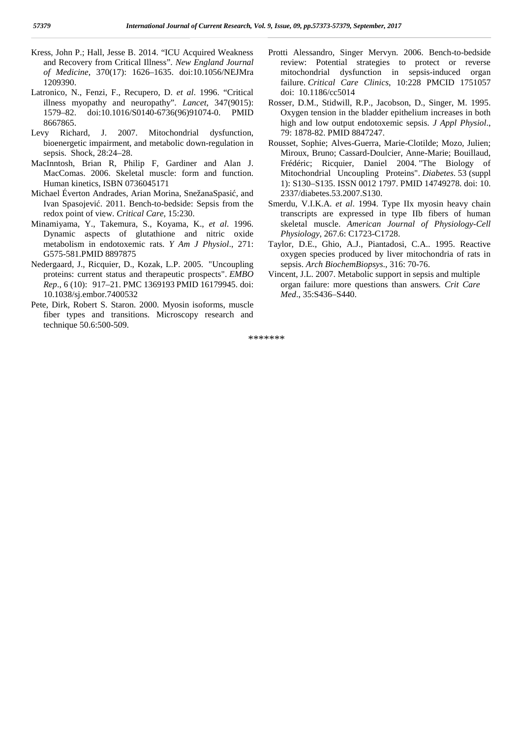Kress, John P.; Hall, Jesse B. 2014. "ICU Acquired Weakness and Recovery from Critical Illness". *New England Journal of Medicine*, 370(17): 1626–1635. doi:10.1056/NEJMra 1209390.

Latronico, N., Fenzi, F., Recupero, D. *et al*. 1996. "Critical illness myopathy and neuropathy". *Lancet*, 347(9015): 1579–82. doi:10.1016/S0140-6736(96)91074-0. PMID 8667865.

Levy Richard, J. 2007. Mitochondrial dysfunction, bioenergetic impairment, and metabolic down-regulation in sepsis. Shock, 28:24–28.

MacInntosh, Brian R, Philip F, Gardiner and Alan J. MacComas. 2006. Skeletal muscle: form and function. Human kinetics, ISBN 0736045171

Michael Éverton Andrades, Arian Morina, SnežanaSpasić, and Ivan Spasojević. 2011. Bench-to-bedside: Sepsis from the redox point of view. *Critical Care*, 15:230.

Minamiyama, Y., Takemura, S., Koyama, K., *et al.* 1996. Dynamic aspects of glutathione and nitric oxide metabolism in endotoxemic rats. *Y Am J Physiol*., 271: G575-581.PMID 8897875

Nedergaard, J., Ricquier, D., Kozak, L.P. 2005. "Uncoupling proteins: current status and therapeutic prospects". *EMBO Rep*., 6 (10): 917–21. PMC 1369193 PMID 16179945. doi: 10.1038/sj.embor.7400532

Pete, Dirk, Robert S. Staron. 2000. Myosin isoforms, muscle fiber types and transitions. Microscopy research and technique 50.6:500-509.

Protti Alessandro, Singer Mervyn. 2006. Bench-to-bedside review: Potential strategies to protect or reverse mitochondrial dysfunction in sepsis-induced organ failure. *Critical Care Clinics*, 10:228 PMCID 1751057 doi: 10.1186/cc5014

Rosser, D.M., Stidwill, R.P., Jacobson, D., Singer, M. 1995. Oxygen tension in the bladder epithelium increases in both high and low output endotoxemic sepsis. *J Appl Physiol*., 79: 1878-82. PMID 8847247.

Rousset, Sophie; Alves-Guerra, Marie-Clotilde; Mozo, Julien; Miroux, Bruno; Cassard-Doulcier, Anne-Marie; Bouillaud, Frédéric; Ricquier, Daniel 2004. "The Biology of Mitochondrial Uncoupling Proteins". *Diabetes*. 53 (suppl 1): S130–S135. ISSN 0012 1797. PMID 14749278. doi: 10. 2337/diabetes.53.2007.S130.

Smerdu, V.I.K.A. *et al*. 1994. Type IIx myosin heavy chain transcripts are expressed in type IIb fibers of human skeletal muscle. *American Journal of Physiology-Cell Physiology*, 267.6: C1723-C1728.

Taylor, D.E., Ghio, A.J., Piantadosi, C.A.. 1995. Reactive oxygen species produced by liver mitochondria of rats in sepsis. *Arch BiochemBiopsys*., 316: 70-76.

Vincent, J.L. 2007. Metabolic support in sepsis and multiple organ failure: more questions than answers. *Crit Care Med*., 35:S436–S440.

*******